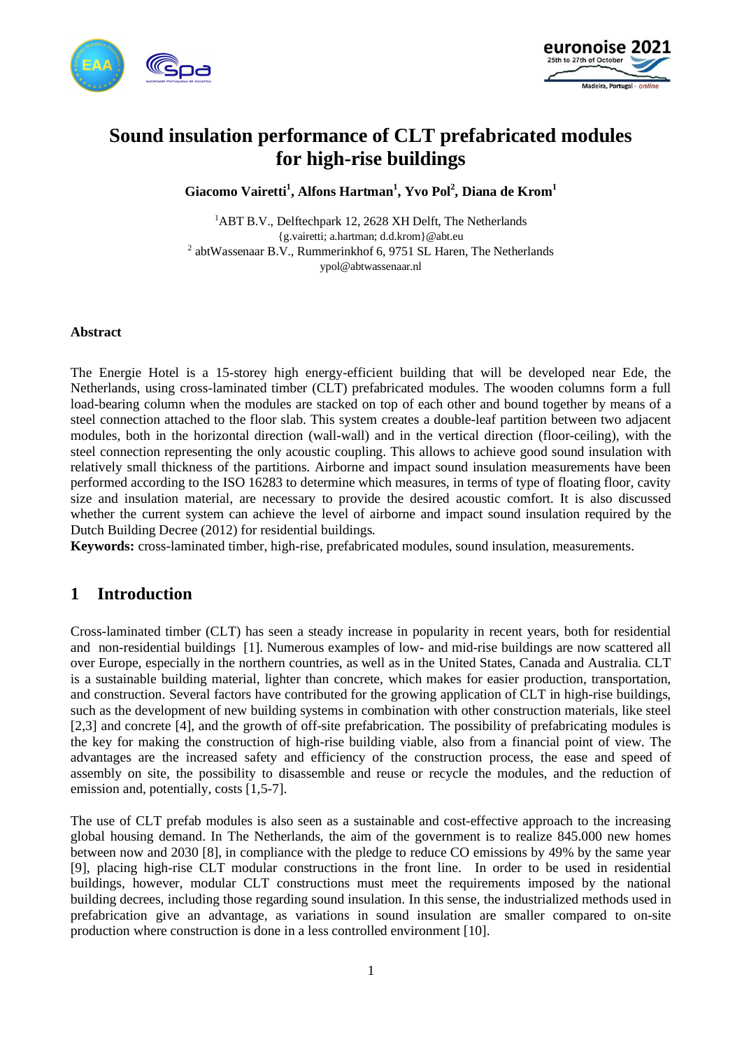# Sound insulation performance of CLT prefabricated modules for high-rise buildings

**Giacomo Vairetti[1], Alfons Hartman[1], Yvo Pol[2], Diana de Krom[1]**

[1]ABT B.V., Delftechpark 12, 2628 XH Delft, The Netherlands
{g.vairetti; a.hartman; d.d.krom}@abt.eu
[2] abtWassenaar B.V., Rummerinkhof 6, 9751 SL Haren, The Netherlands
ypol@abtwassenaar.nl

### Abstract

The Energie Hotel is a 15-storey high energy-efficient building that will be developed near Ede, the Netherlands, using cross-laminated timber (CLT) prefabricated modules. The wooden columns form a full load-bearing column when the modules are stacked on top of each other and bound together by means of a steel connection attached to the floor slab. This system creates a double-leaf partition between two adjacent modules, both in the horizontal direction (wall-wall) and in the vertical direction (floor-ceiling), with the steel connection representing the only acoustic coupling. This allows to achieve good sound insulation with relatively small thickness of the partitions. Airborne and impact sound insulation measurements have been performed according to the ISO 16283 to determine which measures, in terms of type of floating floor, cavity size and insulation material, are necessary to provide the desired acoustic comfort. It is also discussed whether the current system can achieve the level of airborne and impact sound insulation required by the Dutch Building Decree (2012) for residential buildings.

**Keywords:** cross-laminated timber, high-rise, prefabricated modules, sound insulation, measurements.

## 1 Introduction

Cross-laminated timber (CLT) has seen a steady increase in popularity in recent years, both for residential and non-residential buildings [1]. Numerous examples of low- and mid-rise buildings are now scattered all over Europe, especially in the northern countries, as well as in the United States, Canada and Australia. CLT is a sustainable building material, lighter than concrete, which makes for easier production, transportation, and construction. Several factors have contributed for the growing application of CLT in high-rise buildings, such as the development of new building systems in combination with other construction materials, like steel [2,3] and concrete [4], and the growth of off-site prefabrication. The possibility of prefabricating modules is the key for making the construction of high-rise building viable, also from a financial point of view. The advantages are the increased safety and efficiency of the construction process, the ease and speed of assembly on site, the possibility to disassemble and reuse or recycle the modules, and the reduction of emission and, potentially, costs [1,5-7].

The use of CLT prefab modules is also seen as a sustainable and cost-effective approach to the increasing global housing demand. In The Netherlands, the aim of the government is to realize 845.000 new homes between now and 2030 [8], in compliance with the pledge to reduce CO emissions by 49% by the same year [9], placing high-rise CLT modular constructions in the front line. In order to be used in residential buildings, however, modular CLT constructions must meet the requirements imposed by the national building decrees, including those regarding sound insulation. In this sense, the industrialized methods used in prefabrication give an advantage, as variations in sound insulation are smaller compared to on-site production where construction is done in a less controlled environment [10].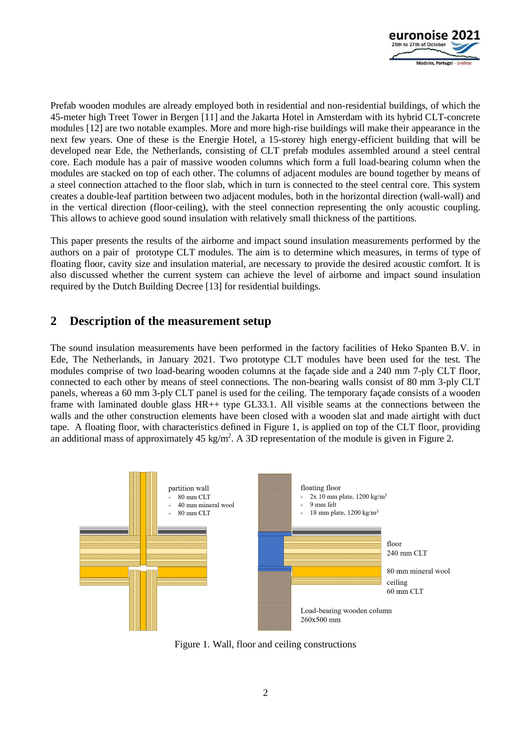Prefab wooden modules are already employed both in residential and non-residential buildings, of which the 45-meter high Treet Tower in Bergen [11] and the Jakarta Hotel in Amsterdam with its hybrid CLT-concrete modules [12] are two notable examples. More and more high-rise buildings will make their appearance in the next few years. One of these is the Energie Hotel, a 15-storey high energy-efficient building that will be developed near Ede, the Netherlands, consisting of CLT prefab modules assembled around a steel central core. Each module has a pair of massive wooden columns which form a full load-bearing column when the modules are stacked on top of each other. The columns of adjacent modules are bound together by means of a steel connection attached to the floor slab, which in turn is connected to the steel central core. This system creates a double-leaf partition between two adjacent modules, both in the horizontal direction (wall-wall) and in the vertical direction (floor-ceiling), with the steel connection representing the only acoustic coupling. This allows to achieve good sound insulation with relatively small thickness of the partitions.

This paper presents the results of the airborne and impact sound insulation measurements performed by the authors on a pair of prototype CLT modules. The aim is to determine which measures, in terms of type of floating floor, cavity size and insulation material, are necessary to provide the desired acoustic comfort. It is also discussed whether the current system can achieve the level of airborne and impact sound insulation required by the Dutch Building Decree [13] for residential buildings.

## 2 Description of the measurement setup

The sound insulation measurements have been performed in the factory facilities of Heko Spanten B.V. in Ede, The Netherlands, in January 2021. Two prototype CLT modules have been used for the test. The modules comprise of two load-bearing wooden columns at the façade side and a 240 mm 7-ply CLT floor, connected to each other by means of steel connections. The non-bearing walls consist of 80 mm 3-ply CLT panels, whereas a 60 mm 3-ply CLT panel is used for the ceiling. The temporary façade consists of a wooden frame with laminated double glass HR++ type GL33.1. All visible seams at the connections between the walls and the other construction elements have been closed with a wooden slat and made airtight with duct tape. A floating floor, with characteristics defined in Figure 1, is applied on top of the CLT floor, providing an additional mass of approximately 45 kg/m$^2$. A 3D representation of the module is given in Figure 2.

partition wall
- 80 mm CLT
- 40 mm mineral wool
- 80 mm CLT

floating floor
- 2x 10 mm plate, 1200 kg/m$^3$
- 9 mm felt
- 18 mm plate, 1200 kg/m$^3$

floor
240 mm CLT

80 mm mineral wool

ceiling
60 mm CLT

Load-bearing wooden column
260x500 mm

Figure 1. Wall, floor and ceiling constructions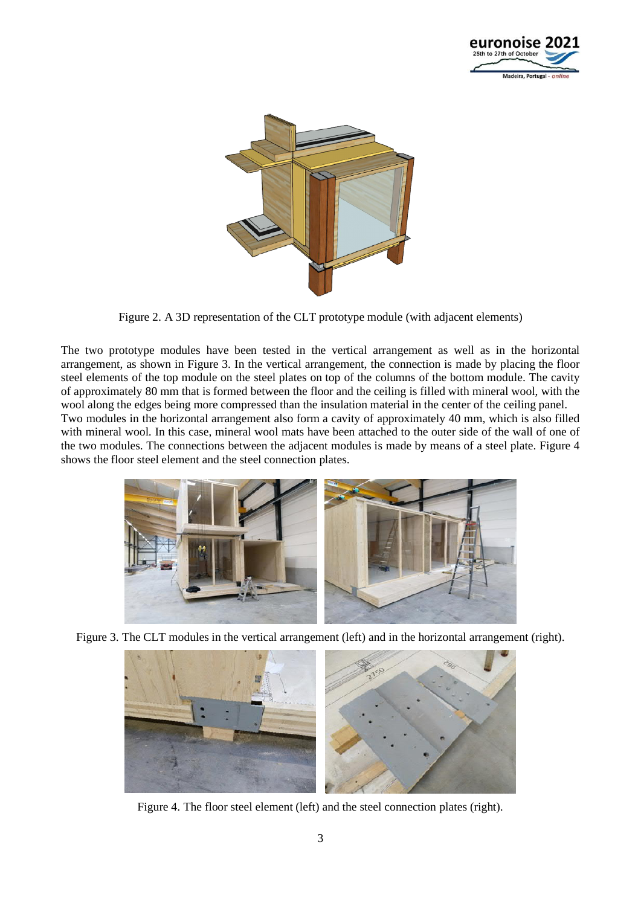Figure 2. A 3D representation of the CLT prototype module (with adjacent elements)

The two prototype modules have been tested in the vertical arrangement as well as in the horizontal arrangement, as shown in Figure 3. In the vertical arrangement, the connection is made by placing the floor steel elements of the top module on the steel plates on top of the columns of the bottom module. The cavity of approximately 80 mm that is formed between the floor and the ceiling is filled with mineral wool, with the wool along the edges being more compressed than the insulation material in the center of the ceiling panel.
Two modules in the horizontal arrangement also form a cavity of approximately 40 mm, which is also filled with mineral wool. In this case, mineral wool mats have been attached to the outer side of the wall of one of the two modules. The connections between the adjacent modules is made by means of a steel plate. Figure 4 shows the floor steel element and the steel connection plates.

Figure 3. The CLT modules in the vertical arrangement (left) and in the horizontal arrangement (right).

Figure 4. The floor steel element (left) and the steel connection plates (right).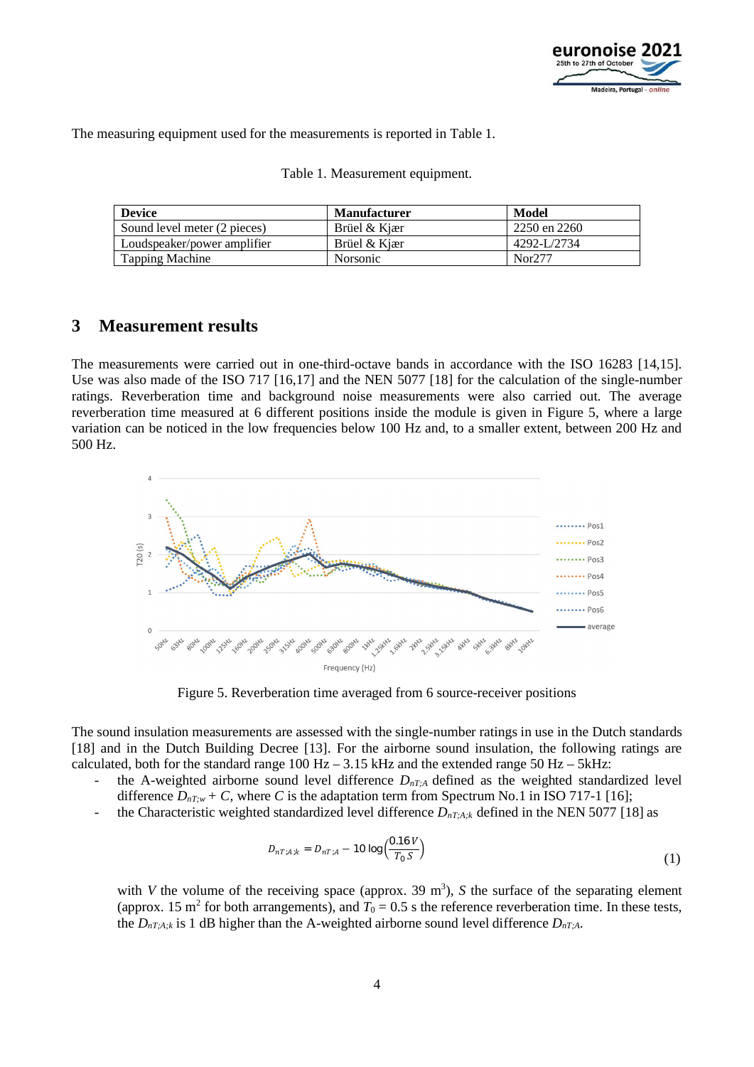The measuring equipment used for the measurements is reported in Table 1.

Table 1. Measurement equipment.

| Device | Manufacturer | Model |
| --- | --- | --- |
| Sound level meter (2 pieces) | Brüel & Kjær | 2250 en 2260 |
| Loudspeaker/power amplifier | Brüel & Kjær | 4292-L/2734 |
| Tapping Machine | Norsonic | Nor277 |

## 3 Measurement results

The measurements were carried out in one-third-octave bands in accordance with the ISO 16283 [14,15]. Use was also made of the ISO 717 [16,17] and the NEN 5077 [18] for the calculation of the single-number ratings. Reverberation time and background noise measurements were also carried out. The average reverberation time measured at 6 different positions inside the module is given in Figure 5, where a large variation can be noticed in the low frequencies below 100 Hz and, to a smaller extent, between 200 Hz and 500 Hz.

Figure 5. Reverberation time averaged from 6 source-receiver positions

The sound insulation measurements are assessed with the single-number ratings in use in the Dutch standards [18] and in the Dutch Building Decree [13]. For the airborne sound insulation, the following ratings are calculated, both for the standard range 100 Hz – 3.15 kHz and the extended range 50 Hz – 5kHz:

- the A-weighted airborne sound level difference $D_{nT;A}$ defined as the weighted standardized level difference $D_{nT;w} + C$, where $C$ is the adaptation term from Spectrum No.1 in ISO 717-1 [16];
- the Characteristic weighted standardized level difference $D_{nT;A;k}$ defined in the NEN 5077 [18] as

$$D_{nT;A;k} = D_{nT;A} - 10\log\left(\frac{0.16\,V}{T_0\,S}\right) \tag{1}$$

with $V$ the volume of the receiving space (approx. 39 m$^3$), $S$ the surface of the separating element (approx. 15 m$^2$ for both arrangements), and $T_0$ = 0.5 s the reference reverberation time. In these tests, the $D_{nT;A;k}$ is 1 dB higher than the A-weighted airborne sound level difference $D_{nT;A}$.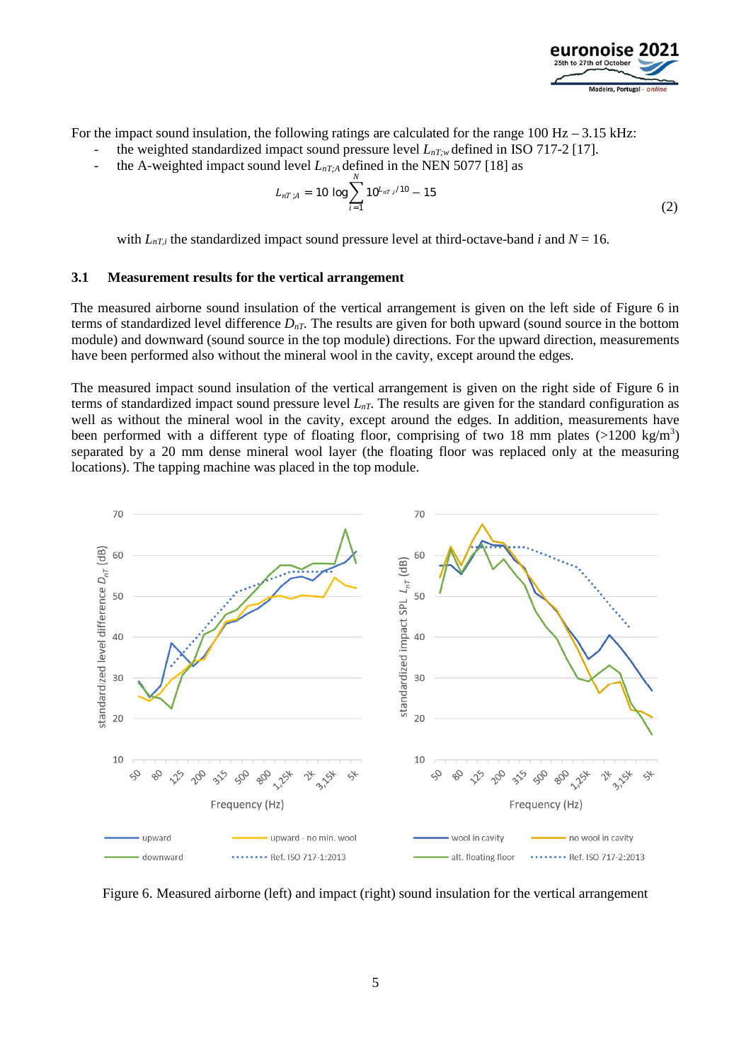For the impact sound insulation, the following ratings are calculated for the range 100 Hz – 3.15 kHz:

- the weighted standardized impact sound pressure level $L_{nT;w}$ defined in ISO 717-2 [17].
- the A-weighted impact sound level $L_{nT;A}$ defined in the NEN 5077 [18] as

$$L_{nT;A} = 10 \log \sum_{i=1}^{N} 10^{L_{nT,i}/10} - 15 \tag{2}$$

with $L_{nT,i}$ the standardized impact sound pressure level at third-octave-band $i$ and $N = 16$.

### 3.1 Measurement results for the vertical arrangement

The measured airborne sound insulation of the vertical arrangement is given on the left side of Figure 6 in terms of standardized level difference $D_{nT}$. The results are given for both upward (sound source in the bottom module) and downward (sound source in the top module) directions. For the upward direction, measurements have been performed also without the mineral wool in the cavity, except around the edges.

The measured impact sound insulation of the vertical arrangement is given on the right side of Figure 6 in terms of standardized impact sound pressure level $L_{nT}$. The results are given for the standard configuration as well as without the mineral wool in the cavity, except around the edges. In addition, measurements have been performed with a different type of floating floor, comprising of two 18 mm plates (>1200 kg/m$^3$) separated by a 20 mm dense mineral wool layer (the floating floor was replaced only at the measuring locations). The tapping machine was placed in the top module.

Figure 6. Measured airborne (left) and impact (right) sound insulation for the vertical arrangement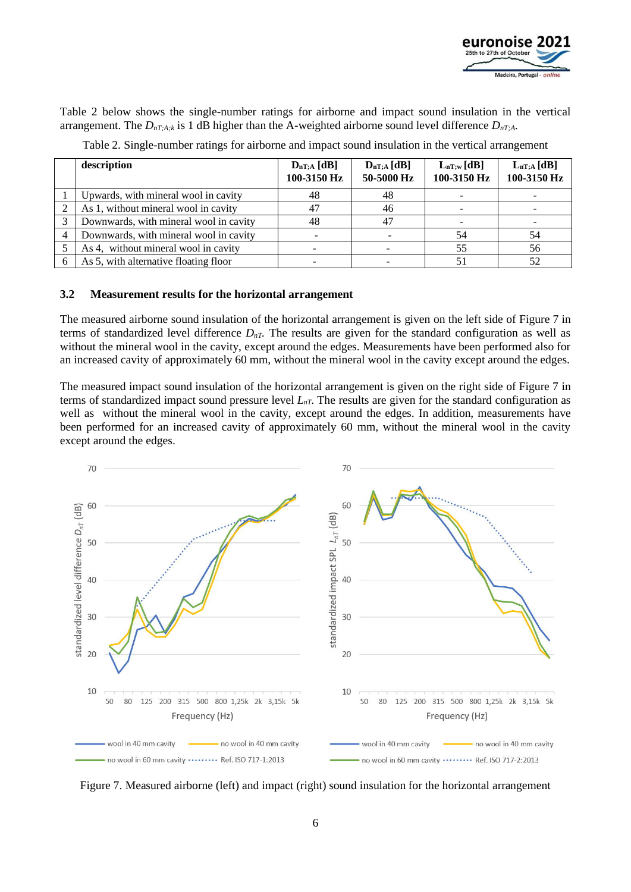Table 2 below shows the single-number ratings for airborne and impact sound insulation in the vertical arrangement. The $D_{nT;A;k}$ is 1 dB higher than the A-weighted airborne sound level difference $D_{nT;A}$.

Table 2. Single-number ratings for airborne and impact sound insulation in the vertical arrangement

| | description | $D_{nT;A}$ [dB] 100-3150 Hz | $D_{nT;A}$ [dB] 50-5000 Hz | $L_{nT;w}$ [dB] 100-3150 Hz | $L_{nT;A}$ [dB] 100-3150 Hz |
|---|---|---|---|---|---|
| 1 | Upwards, with mineral wool in cavity | 48 | 48 | - | - |
| 2 | As 1, without mineral wool in cavity | 47 | 46 | - | - |
| 3 | Downwards, with mineral wool in cavity | 48 | 47 | - | - |
| 4 | Downwards, with mineral wool in cavity | - | - | 54 | 54 |
| 5 | As 4, without mineral wool in cavity | - | - | 55 | 56 |
| 6 | As 5, with alternative floating floor | - | - | 51 | 52 |

### 3.2 Measurement results for the horizontal arrangement

The measured airborne sound insulation of the horizontal arrangement is given on the left side of Figure 7 in terms of standardized level difference $D_{nT}$. The results are given for the standard configuration as well as without the mineral wool in the cavity, except around the edges. Measurements have been performed also for an increased cavity of approximately 60 mm, without the mineral wool in the cavity except around the edges.

The measured impact sound insulation of the horizontal arrangement is given on the right side of Figure 7 in terms of standardized impact sound pressure level $L_{nT}$. The results are given for the standard configuration as well as without the mineral wool in the cavity, except around the edges. In addition, measurements have been performed for an increased cavity of approximately 60 mm, without the mineral wool in the cavity except around the edges.

Figure 7. Measured airborne (left) and impact (right) sound insulation for the horizontal arrangement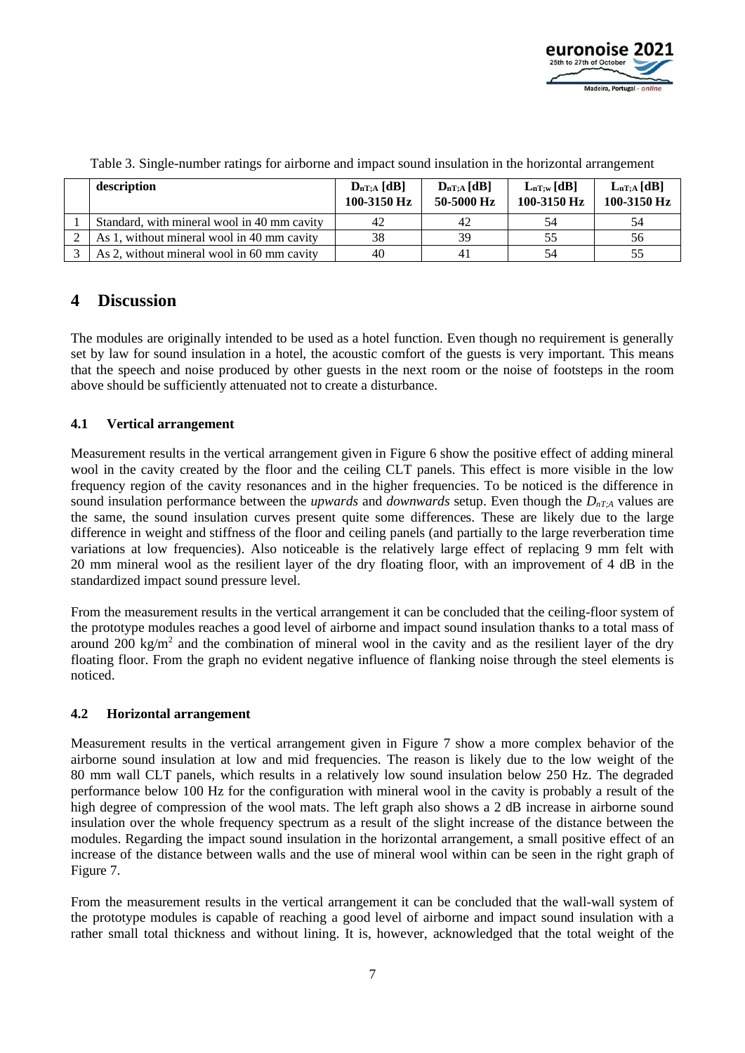Table 3. Single-number ratings for airborne and impact sound insulation in the horizontal arrangement

| | description | $D_{nT;A}$ [dB] 100-3150 Hz | $D_{nT;A}$ [dB] 50-5000 Hz | $L_{nT;w}$ [dB] 100-3150 Hz | $L_{nT;A}$ [dB] 100-3150 Hz |
|---|---|---|---|---|---|
| 1 | Standard, with mineral wool in 40 mm cavity | 42 | 42 | 54 | 54 |
| 2 | As 1, without mineral wool in 40 mm cavity | 38 | 39 | 55 | 56 |
| 3 | As 2, without mineral wool in 60 mm cavity | 40 | 41 | 54 | 55 |

# 4 Discussion

The modules are originally intended to be used as a hotel function. Even though no requirement is generally set by law for sound insulation in a hotel, the acoustic comfort of the guests is very important. This means that the speech and noise produced by other guests in the next room or the noise of footsteps in the room above should be sufficiently attenuated not to create a disturbance.

## 4.1 Vertical arrangement

Measurement results in the vertical arrangement given in Figure 6 show the positive effect of adding mineral wool in the cavity created by the floor and the ceiling CLT panels. This effect is more visible in the low frequency region of the cavity resonances and in the higher frequencies. To be noticed is the difference in sound insulation performance between the *upwards* and *downwards* setup. Even though the $D_{nT;A}$ values are the same, the sound insulation curves present quite some differences. These are likely due to the large difference in weight and stiffness of the floor and ceiling panels (and partially to the large reverberation time variations at low frequencies). Also noticeable is the relatively large effect of replacing 9 mm felt with 20 mm mineral wool as the resilient layer of the dry floating floor, with an improvement of 4 dB in the standardized impact sound pressure level.

From the measurement results in the vertical arrangement it can be concluded that the ceiling-floor system of the prototype modules reaches a good level of airborne and impact sound insulation thanks to a total mass of around 200 kg/m$^2$ and the combination of mineral wool in the cavity and as the resilient layer of the dry floating floor. From the graph no evident negative influence of flanking noise through the steel elements is noticed.

## 4.2 Horizontal arrangement

Measurement results in the vertical arrangement given in Figure 7 show a more complex behavior of the airborne sound insulation at low and mid frequencies. The reason is likely due to the low weight of the 80 mm wall CLT panels, which results in a relatively low sound insulation below 250 Hz. The degraded performance below 100 Hz for the configuration with mineral wool in the cavity is probably a result of the high degree of compression of the wool mats. The left graph also shows a 2 dB increase in airborne sound insulation over the whole frequency spectrum as a result of the slight increase of the distance between the modules. Regarding the impact sound insulation in the horizontal arrangement, a small positive effect of an increase of the distance between walls and the use of mineral wool within can be seen in the right graph of Figure 7.

From the measurement results in the vertical arrangement it can be concluded that the wall-wall system of the prototype modules is capable of reaching a good level of airborne and impact sound insulation with a rather small total thickness and without lining. It is, however, acknowledged that the total weight of the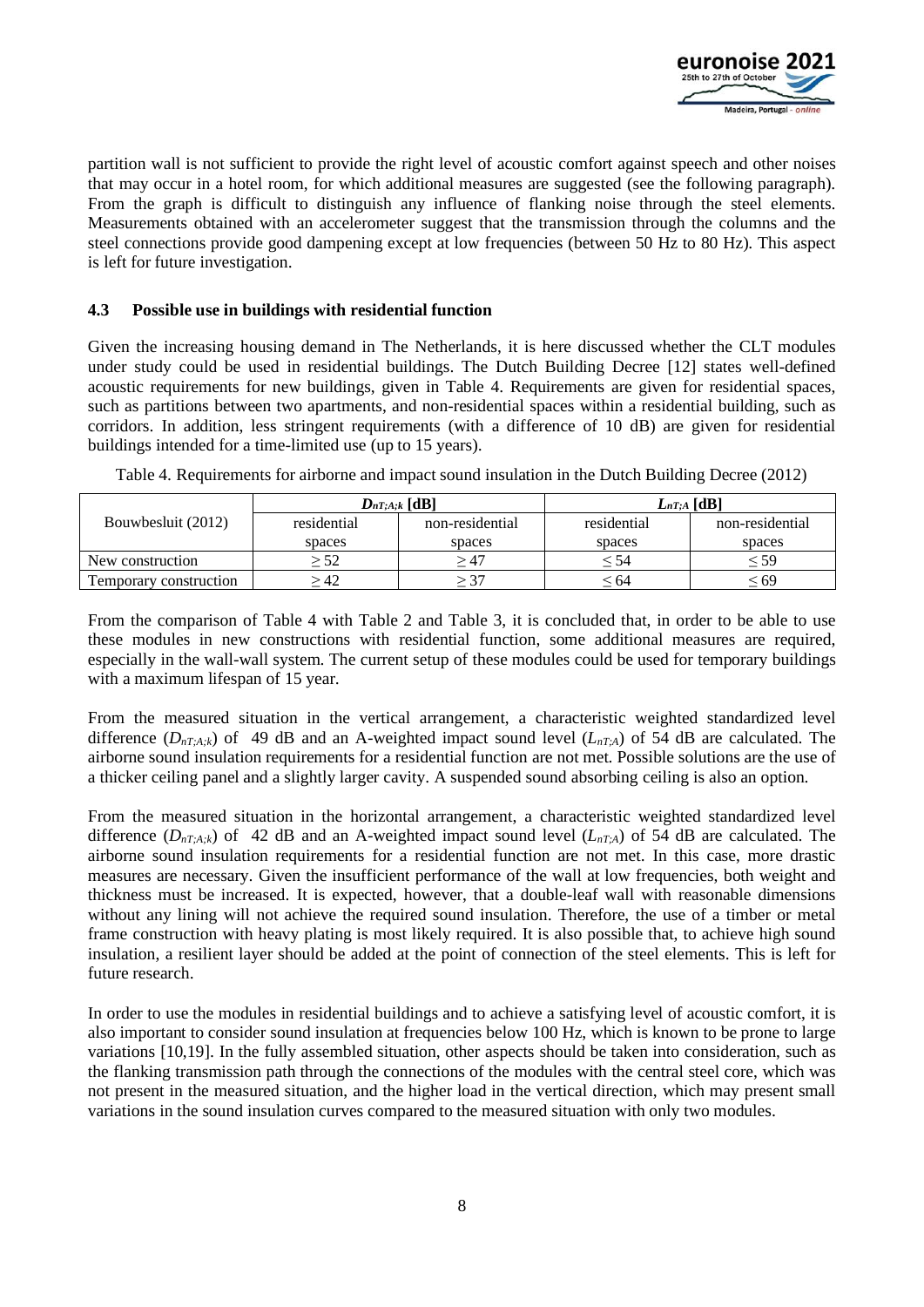partition wall is not sufficient to provide the right level of acoustic comfort against speech and other noises that may occur in a hotel room, for which additional measures are suggested (see the following paragraph). From the graph is difficult to distinguish any influence of flanking noise through the steel elements. Measurements obtained with an accelerometer suggest that the transmission through the columns and the steel connections provide good dampening except at low frequencies (between 50 Hz to 80 Hz). This aspect is left for future investigation.

### 4.3 Possible use in buildings with residential function

Given the increasing housing demand in The Netherlands, it is here discussed whether the CLT modules under study could be used in residential buildings. The Dutch Building Decree [12] states well-defined acoustic requirements for new buildings, given in Table 4. Requirements are given for residential spaces, such as partitions between two apartments, and non-residential spaces within a residential building, such as corridors. In addition, less stringent requirements (with a difference of 10 dB) are given for residential buildings intended for a time-limited use (up to 15 years).

Table 4. Requirements for airborne and impact sound insulation in the Dutch Building Decree (2012)

| Bouwbesluit (2012) | $D_{nT;A;k}$ [dB] | | $L_{nT;A}$ [dB] | |
|---|---|---|---|---|
| | residential spaces | non-residential spaces | residential spaces | non-residential spaces |
| New construction | $\geq 52$ | $\geq 47$ | $\leq 54$ | $\leq 59$ |
| Temporary construction | $\geq 42$ | $\geq 37$ | $\leq 64$ | $\leq 69$ |

From the comparison of Table 4 with Table 2 and Table 3, it is concluded that, in order to be able to use these modules in new constructions with residential function, some additional measures are required, especially in the wall-wall system. The current setup of these modules could be used for temporary buildings with a maximum lifespan of 15 year.

From the measured situation in the vertical arrangement, a characteristic weighted standardized level difference ($D_{nT;A;k}$) of 49 dB and an A-weighted impact sound level ($L_{nT;A}$) of 54 dB are calculated. The airborne sound insulation requirements for a residential function are not met. Possible solutions are the use of a thicker ceiling panel and a slightly larger cavity. A suspended sound absorbing ceiling is also an option.

From the measured situation in the horizontal arrangement, a characteristic weighted standardized level difference ($D_{nT;A;k}$) of 42 dB and an A-weighted impact sound level ($L_{nT;A}$) of 54 dB are calculated. The airborne sound insulation requirements for a residential function are not met. In this case, more drastic measures are necessary. Given the insufficient performance of the wall at low frequencies, both weight and thickness must be increased. It is expected, however, that a double-leaf wall with reasonable dimensions without any lining will not achieve the required sound insulation. Therefore, the use of a timber or metal frame construction with heavy plating is most likely required. It is also possible that, to achieve high sound insulation, a resilient layer should be added at the point of connection of the steel elements. This is left for future research.

In order to use the modules in residential buildings and to achieve a satisfying level of acoustic comfort, it is also important to consider sound insulation at frequencies below 100 Hz, which is known to be prone to large variations [10,19]. In the fully assembled situation, other aspects should be taken into consideration, such as the flanking transmission path through the connections of the modules with the central steel core, which was not present in the measured situation, and the higher load in the vertical direction, which may present small variations in the sound insulation curves compared to the measured situation with only two modules.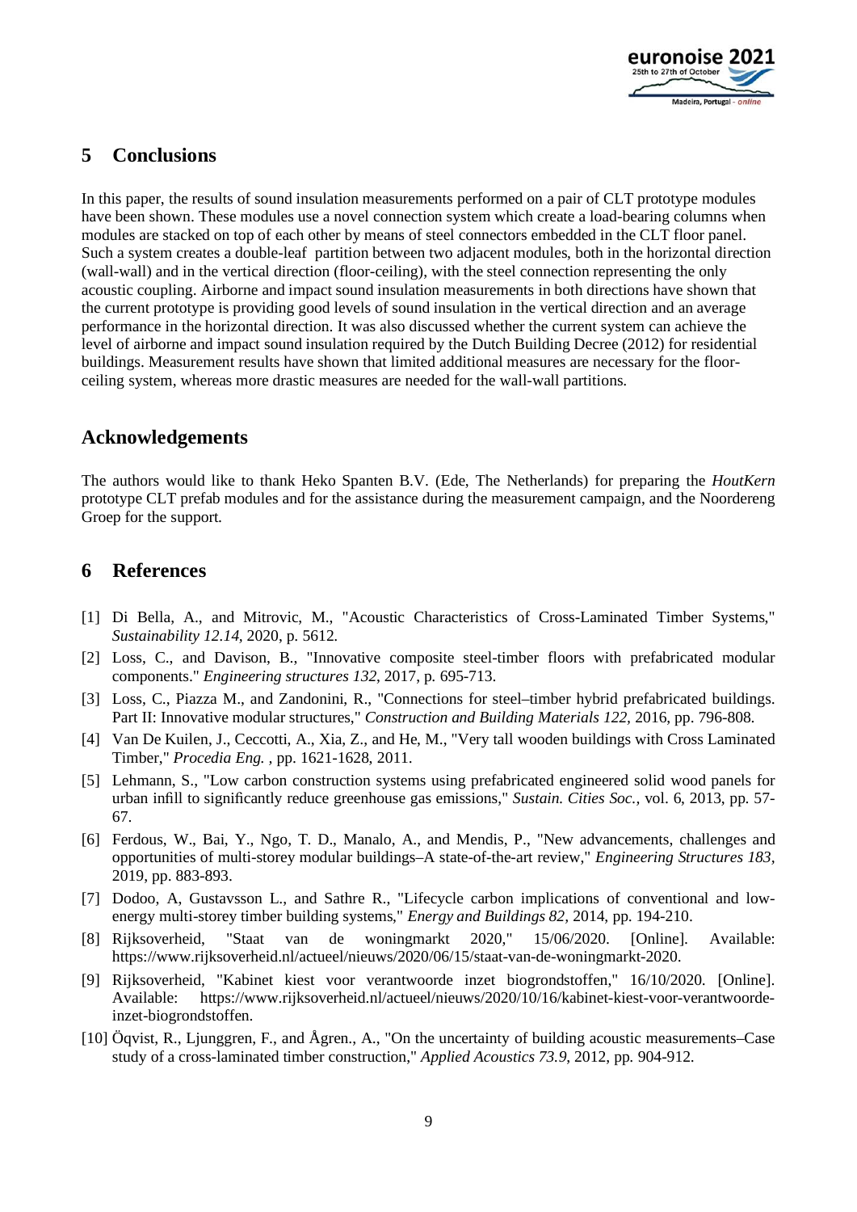## 5 Conclusions

In this paper, the results of sound insulation measurements performed on a pair of CLT prototype modules have been shown. These modules use a novel connection system which create a load-bearing columns when modules are stacked on top of each other by means of steel connectors embedded in the CLT floor panel. Such a system creates a double-leaf partition between two adjacent modules, both in the horizontal direction (wall-wall) and in the vertical direction (floor-ceiling), with the steel connection representing the only acoustic coupling. Airborne and impact sound insulation measurements in both directions have shown that the current prototype is providing good levels of sound insulation in the vertical direction and an average performance in the horizontal direction. It was also discussed whether the current system can achieve the level of airborne and impact sound insulation required by the Dutch Building Decree (2012) for residential buildings. Measurement results have shown that limited additional measures are necessary for the floor-ceiling system, whereas more drastic measures are needed for the wall-wall partitions.

## Acknowledgements

The authors would like to thank Heko Spanten B.V. (Ede, The Netherlands) for preparing the *HoutKern* prototype CLT prefab modules and for the assistance during the measurement campaign, and the Noordereng Groep for the support.

## 6 References

[1] Di Bella, A., and Mitrovic, M., "Acoustic Characteristics of Cross-Laminated Timber Systems," *Sustainability 12.14*, 2020, p. 5612.

[2] Loss, C., and Davison, B., "Innovative composite steel-timber floors with prefabricated modular components." *Engineering structures 132*, 2017, p. 695-713.

[3] Loss, C., Piazza M., and Zandonini, R., "Connections for steel–timber hybrid prefabricated buildings. Part II: Innovative modular structures," *Construction and Building Materials 122*, 2016, pp. 796-808.

[4] Van De Kuilen, J., Ceccotti, A., Xia, Z., and He, M., "Very tall wooden buildings with Cross Laminated Timber," *Procedia Eng.* , pp. 1621-1628, 2011.

[5] Lehmann, S., "Low carbon construction systems using prefabricated engineered solid wood panels for urban infill to significantly reduce greenhouse gas emissions," *Sustain. Cities Soc.*, vol. 6, 2013, pp. 57-67.

[6] Ferdous, W., Bai, Y., Ngo, T. D., Manalo, A., and Mendis, P., "New advancements, challenges and opportunities of multi-storey modular buildings–A state-of-the-art review," *Engineering Structures 183*, 2019, pp. 883-893.

[7] Dodoo, A, Gustavsson L., and Sathre R., "Lifecycle carbon implications of conventional and low-energy multi-storey timber building systems," *Energy and Buildings 82*, 2014, pp. 194-210.

[8] Rijksoverheid, "Staat van de woningmarkt 2020," 15/06/2020. [Online]. Available: https://www.rijksoverheid.nl/actueel/nieuws/2020/06/15/staat-van-de-woningmarkt-2020.

[9] Rijksoverheid, "Kabinet kiest voor verantwoorde inzet biogrondstoffen," 16/10/2020. [Online]. Available: https://www.rijksoverheid.nl/actueel/nieuws/2020/10/16/kabinet-kiest-voor-verantwoorde-inzet-biogrondstoffen.

[10] Öqvist, R., Ljunggren, F., and Ågren., A., "On the uncertainty of building acoustic measurements–Case study of a cross-laminated timber construction," *Applied Acoustics 73.9*, 2012, pp. 904-912.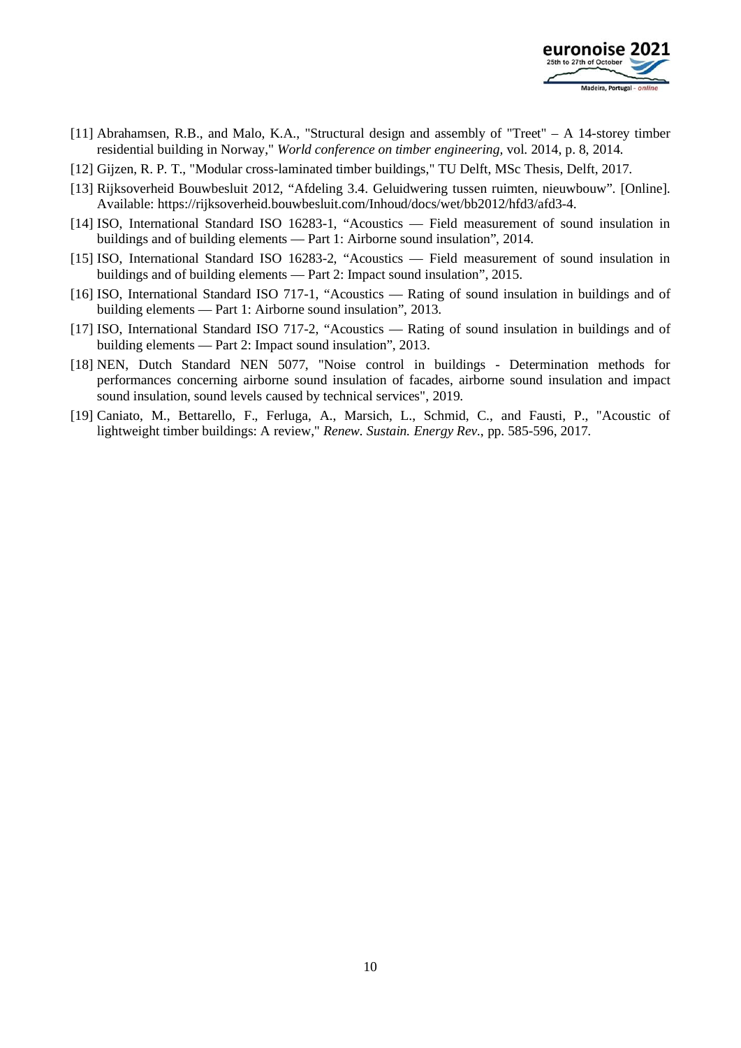[11] Abrahamsen, R.B., and Malo, K.A., "Structural design and assembly of "Treet" – A 14-storey timber residential building in Norway," *World conference on timber engineering,* vol. 2014, p. 8, 2014.

[12] Gijzen, R. P. T., "Modular cross-laminated timber buildings," TU Delft, MSc Thesis, Delft, 2017.

[13] Rijksoverheid Bouwbesluit 2012, "Afdeling 3.4. Geluidwering tussen ruimten, nieuwbouw". [Online]. Available: https://rijksoverheid.bouwbesluit.com/Inhoud/docs/wet/bb2012/hfd3/afd3-4.

[14] ISO, International Standard ISO 16283-1, "Acoustics — Field measurement of sound insulation in buildings and of building elements — Part 1: Airborne sound insulation", 2014.

[15] ISO, International Standard ISO 16283-2, "Acoustics — Field measurement of sound insulation in buildings and of building elements — Part 2: Impact sound insulation", 2015.

[16] ISO, International Standard ISO 717-1, "Acoustics — Rating of sound insulation in buildings and of building elements — Part 1: Airborne sound insulation", 2013.

[17] ISO, International Standard ISO 717-2, "Acoustics — Rating of sound insulation in buildings and of building elements — Part 2: Impact sound insulation", 2013.

[18] NEN, Dutch Standard NEN 5077, "Noise control in buildings - Determination methods for performances concerning airborne sound insulation of facades, airborne sound insulation and impact sound insulation, sound levels caused by technical services", 2019.

[19] Caniato, M., Bettarello, F., Ferluga, A., Marsich, L., Schmid, C., and Fausti, P., "Acoustic of lightweight timber buildings: A review," *Renew. Sustain. Energy Rev.*, pp. 585-596, 2017.